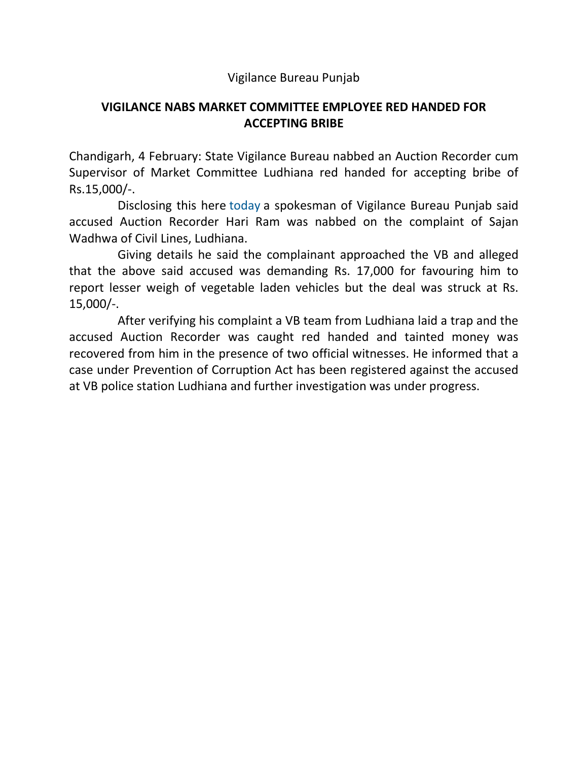Vigilance Bureau Punjab

## VIGILANCE NABS MARKET COMMITTEE EMPLOYEE RED HANDED FOR ACCEPTING BRIBE

Chandigarh, 4 February: State Vigilance Bureau nabbed an Auction Recorder cum Supervisor of Market Committee Ludhiana red handed for accepting bribe of Rs.15,000/-.

Disclosing this here today a spokesman of Vigilance Bureau Punjab said accused Auction Recorder Hari Ram was nabbed on the complaint of Sajan Wadhwa of Civil Lines, Ludhiana.

Giving details he said the complainant approached the VB and alleged that the above said accused was demanding Rs. 17,000 for favouring him to report lesser weigh of vegetable laden vehicles but the deal was struck at Rs. 15,000/-.

After verifying his complaint a VB team from Ludhiana laid a trap and the accused Auction Recorder was caught red handed and tainted money was recovered from him in the presence of two official witnesses. He informed that a case under Prevention of Corruption Act has been registered against the accused at VB police station Ludhiana and further investigation was under progress.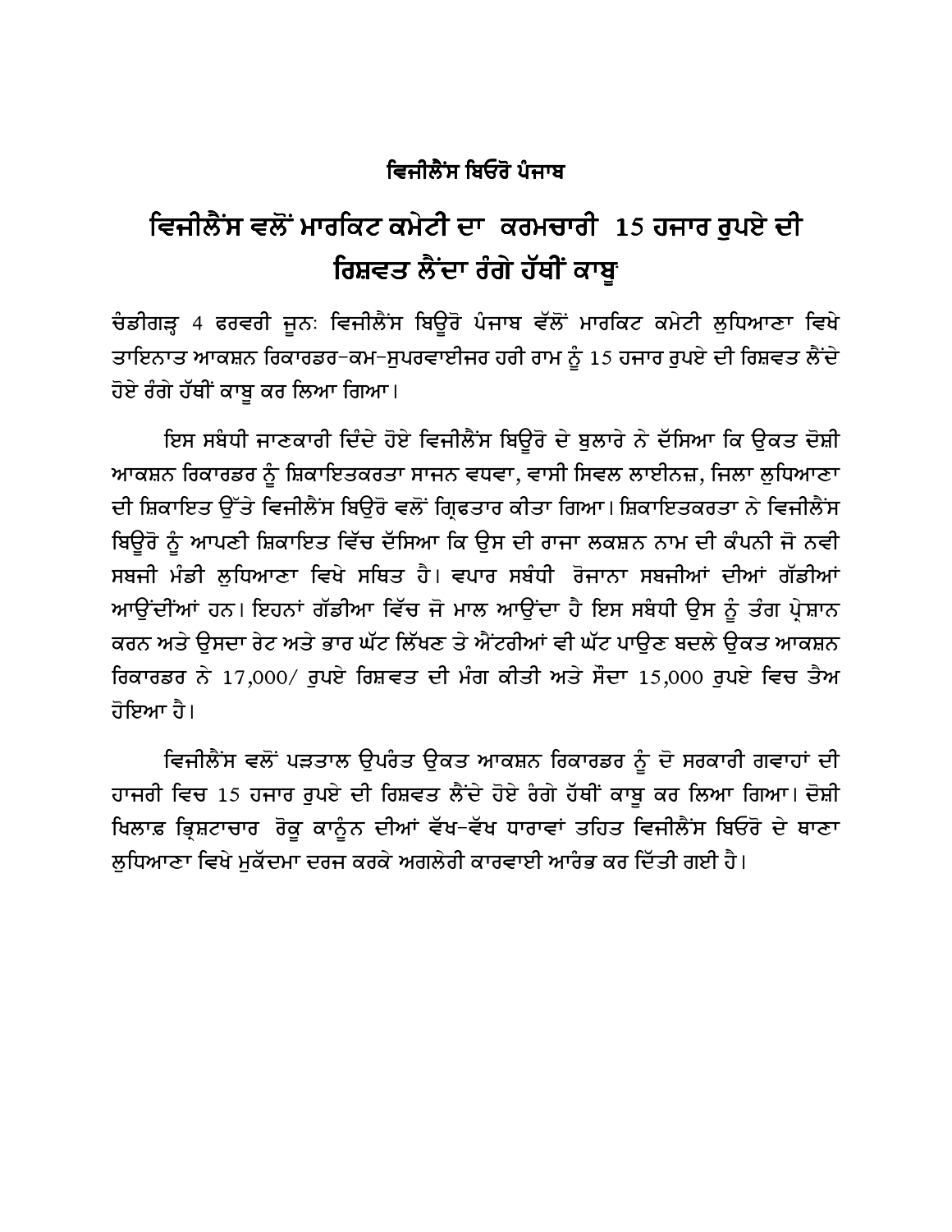**ਵਿਜੀਲੈਂਸ ਬਿਓਰੋ ਪੰਜਾਬ**

# ਵਿਜੀਲੈਂਸ ਵਲੋਂ ਮਾਰਕਿਟ ਕਮੇਟੀ ਦਾ ਕਰਮਚਾਰੀ 15 ਹਜਾਰ ਰੁਪਏ ਦੀ ਰਿਸ਼ਵਤ ਲੈਂਦਾ ਰੰਗੇ ਹੱਥੀਂ ਕਾਬੂ

ਚੰਡੀਗੜ੍ਹ 4 ਫਰਵਰੀ ਜੂਨਃ ਵਿਜੀਲੈਂਸ ਬਿਊਰੋ ਪੰਜਾਬ ਵੱਲੋਂ ਮਾਰਕਿਟ ਕਮੇਟੀ ਲੁਧਿਆਣਾ ਵਿਖੇ ਤਾਇਨਾਤ ਆਕਸ਼ਨ ਰਿਕਾਰਡਰ-ਕਮ-ਸੁਪਰਵਾਈਜਰ ਹਰੀ ਰਾਮ ਨੂੰ 15 ਹਜਾਰ ਰੁਪਏ ਦੀ ਰਿਸ਼ਵਤ ਲੈਂਦੇ ਹੋਏ ਰੰਗੇ ਹੱਥੀਂ ਕਾਬੂ ਕਰ ਲਿਆ ਗਿਆ।

ਇਸ ਸਬੰਧੀ ਜਾਣਕਾਰੀ ਦਿੰਦੇ ਹੋਏ ਵਿਜੀਲੈਂਸ ਬਿਊਰੋ ਦੇ ਬੁਲਾਰੇ ਨੇ ਦੱਸਿਆ ਕਿ ਉਕਤ ਦੋਸ਼ੀ ਆਕਸ਼ਨ ਰਿਕਾਰਡਰ ਨੂੰ ਸ਼ਿਕਾਇਤਕਰਤਾ ਸਾਜਨ ਵਧਵਾ, ਵਾਸੀ ਸਿਵਲ ਲਾਈਨਜ਼, ਜਿਲਾ ਲੁਧਿਆਣਾ ਦੀ ਸ਼ਿਕਾਇਤ ਉੱਤੇ ਵਿਜੀਲੈਂਸ ਬਿਓਰੋ ਵਲੋਂ ਗ੍ਰਿਫਤਾਰ ਕੀਤਾ ਗਿਆ। ਸ਼ਿਕਾਇਤਕਰਤਾ ਨੇ ਵਿਜੀਲੈਂਸ ਬਿਊਰੋ ਨੂੰ ਆਪਣੀ ਸ਼ਿਕਾਇਤ ਵਿੱਚ ਦੱਸਿਆ ਕਿ ਉਸ ਦੀ ਰਾਜਾ ਲਕਸ਼ਨ ਨਾਮ ਦੀ ਕੰਪਨੀ ਜੋ ਨਵੀ ਸਬਜੀ ਮੰਡੀ ਲੁਧਿਆਣਾ ਵਿਖੇ ਸਥਿਤ ਹੈ। ਵਪਾਰ ਸਬੰਧੀ ਰੋਜਾਨਾ ਸਬਜੀਆਂ ਦੀਆਂ ਗੱਡੀਆਂ ਆਉਂਦੀਆਂ ਹਨ। ਇਹਨਾਂ ਗੱਡੀਆ ਵਿੱਚ ਜੋ ਮਾਲ ਆਉਂਦਾ ਹੈ ਇਸ ਸਬੰਧੀ ਉਸ ਨੂੰ ਤੰਗ ਪ੍ਰੇਸ਼ਾਨ ਕਰਨ ਅਤੇ ਉਸਦਾ ਰੇਟ ਅਤੇ ਭਾਰ ਘੱਟ ਲਿੱਖਣ ਤੇ ਐਂਟਰੀਆਂ ਵੀ ਘੱਟ ਪਾਉਣ ਬਦਲੇ ਉਕਤ ਆਕਸ਼ਨ ਰਿਕਾਰਡਰ ਨੇ 17,000/ ਰੁਪਏ ਰਿਸ਼ਵਤ ਦੀ ਮੰਗ ਕੀਤੀ ਅਤੇ ਸੌਦਾ 15,000 ਰੁਪਏ ਵਿਚ ਤੈਅ ਹੋਇਆ ਹੈ।

ਵਿਜੀਲੈਂਸ ਵਲੋਂ ਪੜਤਾਲ ਉਪਰੰਤ ਉਕਤ ਆਕਸ਼ਨ ਰਿਕਾਰਡਰ ਨੂੰ ਦੋ ਸਰਕਾਰੀ ਗਵਾਹਾਂ ਦੀ ਹਾਜਰੀ ਵਿਚ 15 ਹਜਾਰ ਰੁਪਏ ਦੀ ਰਿਸ਼ਵਤ ਲੈਂਦੇ ਹੋਏ ਰੰਗੇ ਹੱਥੀਂ ਕਾਬੂ ਕਰ ਲਿਆ ਗਿਆ। ਦੋਸ਼ੀ ਖਿਲਾਫ਼ ਭ੍ਰਿਸ਼ਟਾਚਾਰ ਰੋਕੂ ਕਾਨੂੰਨ ਦੀਆਂ ਵੱਖ-ਵੱਖ ਧਾਰਾਵਾਂ ਤਹਿਤ ਵਿਜੀਲੈਂਸ ਬਿਓਰੋ ਦੇ ਥਾਣਾ ਲੁਧਿਆਣਾ ਵਿਖੇ ਮੁਕੱਦਮਾ ਦਰਜ ਕਰਕੇ ਅਗਲੇਰੀ ਕਾਰਵਾਈ ਆਰੰਭ ਕਰ ਦਿੱਤੀ ਗਈ ਹੈ।